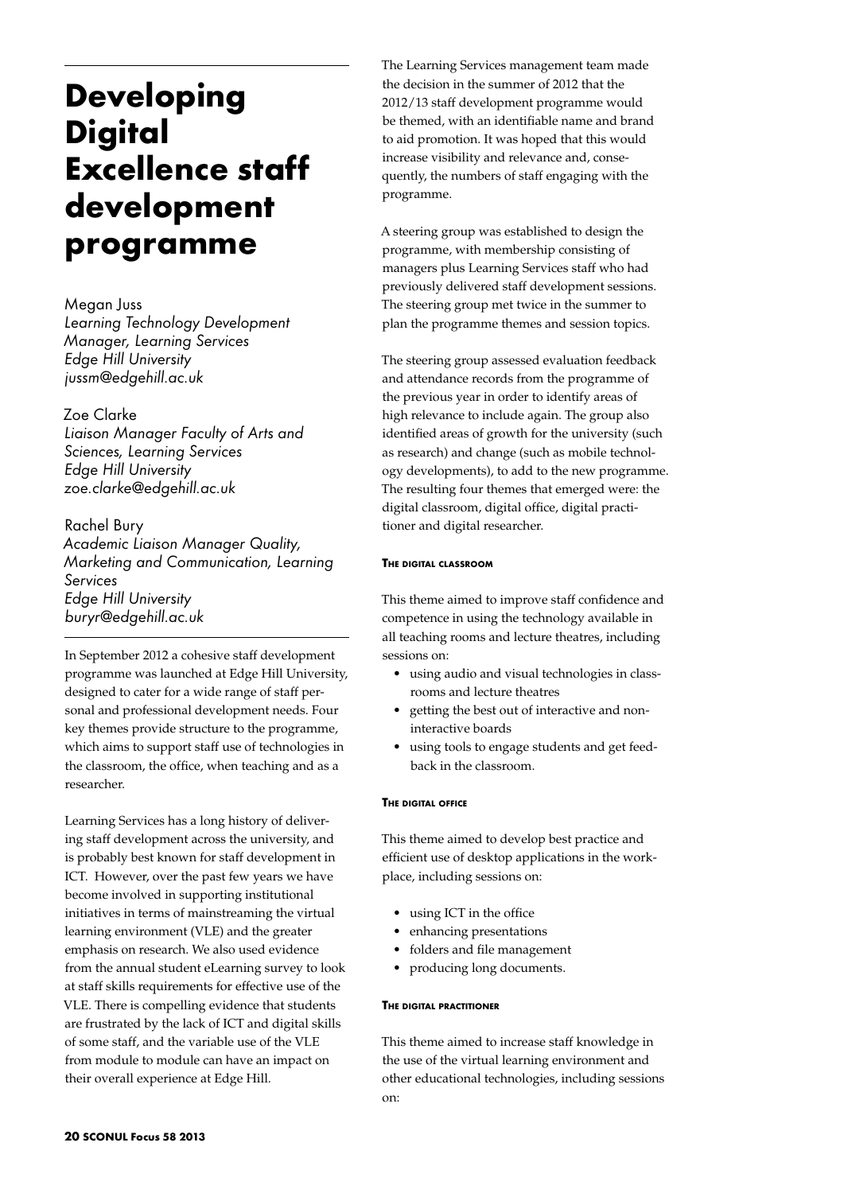# Developing Digital Excellence staff development programme

Megan Juss
*Learning Technology Development Manager, Learning Services*
*Edge Hill University*
*jussm@edgehill.ac.uk*

Zoe Clarke
*Liaison Manager Faculty of Arts and Sciences, Learning Services*
*Edge Hill University*
*zoe.clarke@edgehill.ac.uk*

Rachel Bury
*Academic Liaison Manager Quality, Marketing and Communication, Learning Services*
*Edge Hill University*
*buryr@edgehill.ac.uk*

In September 2012 a cohesive staff development programme was launched at Edge Hill University, designed to cater for a wide range of staff personal and professional development needs. Four key themes provide structure to the programme, which aims to support staff use of technologies in the classroom, the office, when teaching and as a researcher.

Learning Services has a long history of delivering staff development across the university, and is probably best known for staff development in ICT. However, over the past few years we have become involved in supporting institutional initiatives in terms of mainstreaming the virtual learning environment (VLE) and the greater emphasis on research. We also used evidence from the annual student eLearning survey to look at staff skills requirements for effective use of the VLE. There is compelling evidence that students are frustrated by the lack of ICT and digital skills of some staff, and the variable use of the VLE from module to module can have an impact on their overall experience at Edge Hill.

The Learning Services management team made the decision in the summer of 2012 that the 2012/13 staff development programme would be themed, with an identifiable name and brand to aid promotion. It was hoped that this would increase visibility and relevance and, consequently, the numbers of staff engaging with the programme.

A steering group was established to design the programme, with membership consisting of managers plus Learning Services staff who had previously delivered staff development sessions. The steering group met twice in the summer to plan the programme themes and session topics.

The steering group assessed evaluation feedback and attendance records from the programme of the previous year in order to identify areas of high relevance to include again. The group also identified areas of growth for the university (such as research) and change (such as mobile technology developments), to add to the new programme. The resulting four themes that emerged were: the digital classroom, digital office, digital practitioner and digital researcher.

#### The digital classroom

This theme aimed to improve staff confidence and competence in using the technology available in all teaching rooms and lecture theatres, including sessions on:

- using audio and visual technologies in classrooms and lecture theatres
- getting the best out of interactive and non-interactive boards
- using tools to engage students and get feedback in the classroom.

#### The digital office

This theme aimed to develop best practice and efficient use of desktop applications in the workplace, including sessions on:

- using ICT in the office
- enhancing presentations
- folders and file management
- producing long documents.

#### The digital practitioner

This theme aimed to increase staff knowledge in the use of the virtual learning environment and other educational technologies, including sessions on: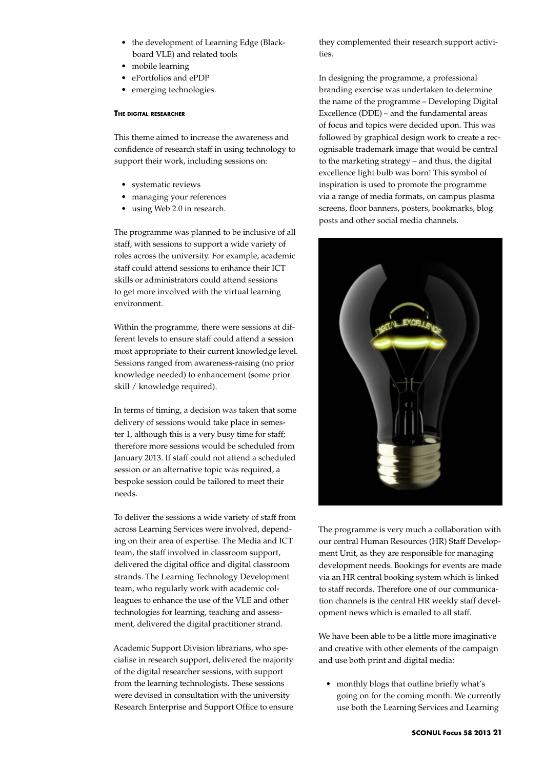- the development of Learning Edge (Blackboard VLE) and related tools
- mobile learning
- ePortfolios and ePDP
- emerging technologies.

#### The digital researcher

This theme aimed to increase the awareness and confidence of research staff in using technology to support their work, including sessions on:

- systematic reviews
- managing your references
- using Web 2.0 in research.

The programme was planned to be inclusive of all staff, with sessions to support a wide variety of roles across the university. For example, academic staff could attend sessions to enhance their ICT skills or administrators could attend sessions to get more involved with the virtual learning environment.

Within the programme, there were sessions at different levels to ensure staff could attend a session most appropriate to their current knowledge level. Sessions ranged from awareness-raising (no prior knowledge needed) to enhancement (some prior skill / knowledge required).

In terms of timing, a decision was taken that some delivery of sessions would take place in semester 1, although this is a very busy time for staff; therefore more sessions would be scheduled from January 2013. If staff could not attend a scheduled session or an alternative topic was required, a bespoke session could be tailored to meet their needs.

To deliver the sessions a wide variety of staff from across Learning Services were involved, depending on their area of expertise. The Media and ICT team, the staff involved in classroom support, delivered the digital office and digital classroom strands. The Learning Technology Development team, who regularly work with academic colleagues to enhance the use of the VLE and other technologies for learning, teaching and assessment, delivered the digital practitioner strand.

Academic Support Division librarians, who specialise in research support, delivered the majority of the digital researcher sessions, with support from the learning technologists. These sessions were devised in consultation with the university Research Enterprise and Support Office to ensure they complemented their research support activities.

In designing the programme, a professional branding exercise was undertaken to determine the name of the programme – Developing Digital Excellence (DDE) – and the fundamental areas of focus and topics were decided upon. This was followed by graphical design work to create a recognisable trademark image that would be central to the marketing strategy – and thus, the digital excellence light bulb was born! This symbol of inspiration is used to promote the programme via a range of media formats, on campus plasma screens, floor banners, posters, bookmarks, blog posts and other social media channels.

The programme is very much a collaboration with our central Human Resources (HR) Staff Development Unit, as they are responsible for managing development needs. Bookings for events are made via an HR central booking system which is linked to staff records. Therefore one of our communication channels is the central HR weekly staff development news which is emailed to all staff.

We have been able to be a little more imaginative and creative with other elements of the campaign and use both print and digital media:

- monthly blogs that outline briefly what's going on for the coming month. We currently use both the Learning Services and Learning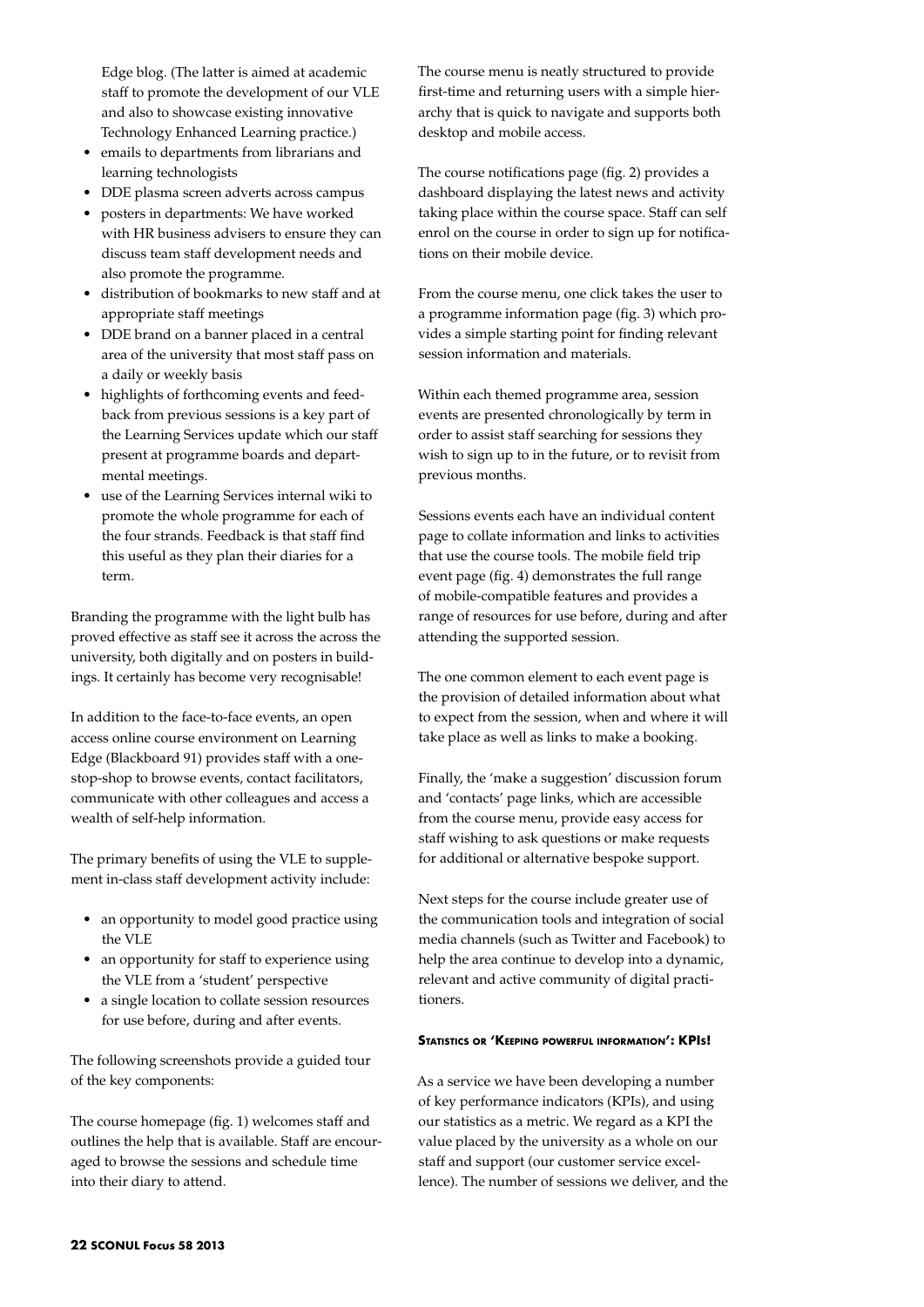Edge blog. (The latter is aimed at academic staff to promote the development of our VLE and also to showcase existing innovative Technology Enhanced Learning practice.)

- emails to departments from librarians and learning technologists
- DDE plasma screen adverts across campus
- posters in departments: We have worked with HR business advisers to ensure they can discuss team staff development needs and also promote the programme.
- distribution of bookmarks to new staff and at appropriate staff meetings
- DDE brand on a banner placed in a central area of the university that most staff pass on a daily or weekly basis
- highlights of forthcoming events and feedback from previous sessions is a key part of the Learning Services update which our staff present at programme boards and departmental meetings.
- use of the Learning Services internal wiki to promote the whole programme for each of the four strands. Feedback is that staff find this useful as they plan their diaries for a term.

Branding the programme with the light bulb has proved effective as staff see it across the across the university, both digitally and on posters in buildings. It certainly has become very recognisable!

In addition to the face-to-face events, an open access online course environment on Learning Edge (Blackboard 91) provides staff with a one-stop-shop to browse events, contact facilitators, communicate with other colleagues and access a wealth of self-help information.

The primary benefits of using the VLE to supplement in-class staff development activity include:

- an opportunity to model good practice using the VLE
- an opportunity for staff to experience using the VLE from a 'student' perspective
- a single location to collate session resources for use before, during and after events.

The following screenshots provide a guided tour of the key components:

The course homepage (fig. 1) welcomes staff and outlines the help that is available. Staff are encouraged to browse the sessions and schedule time into their diary to attend.

The course menu is neatly structured to provide first-time and returning users with a simple hierarchy that is quick to navigate and supports both desktop and mobile access.

The course notifications page (fig. 2) provides a dashboard displaying the latest news and activity taking place within the course space. Staff can self enrol on the course in order to sign up for notifications on their mobile device.

From the course menu, one click takes the user to a programme information page (fig. 3) which provides a simple starting point for finding relevant session information and materials.

Within each themed programme area, session events are presented chronologically by term in order to assist staff searching for sessions they wish to sign up to in the future, or to revisit from previous months.

Sessions events each have an individual content page to collate information and links to activities that use the course tools. The mobile field trip event page (fig. 4) demonstrates the full range of mobile-compatible features and provides a range of resources for use before, during and after attending the supported session.

The one common element to each event page is the provision of detailed information about what to expect from the session, when and where it will take place as well as links to make a booking.

Finally, the 'make a suggestion' discussion forum and 'contacts' page links, which are accessible from the course menu, provide easy access for staff wishing to ask questions or make requests for additional or alternative bespoke support.

Next steps for the course include greater use of the communication tools and integration of social media channels (such as Twitter and Facebook) to help the area continue to develop into a dynamic, relevant and active community of digital practitioners.

#### Statistics or 'Keeping powerful information': KPIs!

As a service we have been developing a number of key performance indicators (KPIs), and using our statistics as a metric. We regard as a KPI the value placed by the university as a whole on our staff and support (our customer service excellence). The number of sessions we deliver, and the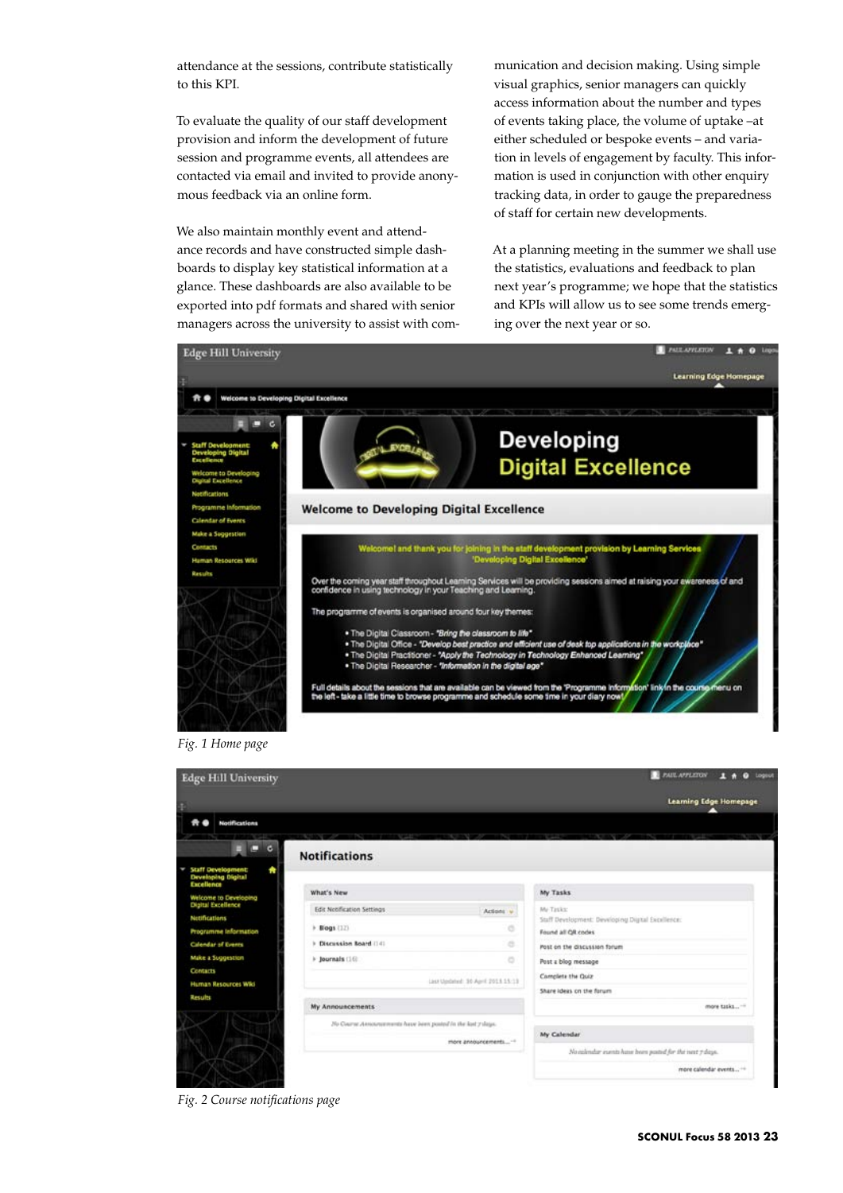attendance at the sessions, contribute statistically to this KPI.

To evaluate the quality of our staff development provision and inform the development of future session and programme events, all attendees are contacted via email and invited to provide anonymous feedback via an online form.

We also maintain monthly event and attendance records and have constructed simple dashboards to display key statistical information at a glance. These dashboards are also available to be exported into pdf formats and shared with senior managers across the university to assist with communication and decision making. Using simple visual graphics, senior managers can quickly access information about the number and types of events taking place, the volume of uptake –at either scheduled or bespoke events – and variation in levels of engagement by faculty. This information is used in conjunction with other enquiry tracking data, in order to gauge the preparedness of staff for certain new developments.

At a planning meeting in the summer we shall use the statistics, evaluations and feedback to plan next year's programme; we hope that the statistics and KPIs will allow us to see some trends emerging over the next year or so.

*Fig. 1 Home page*

*Fig. 2 Course notifications page*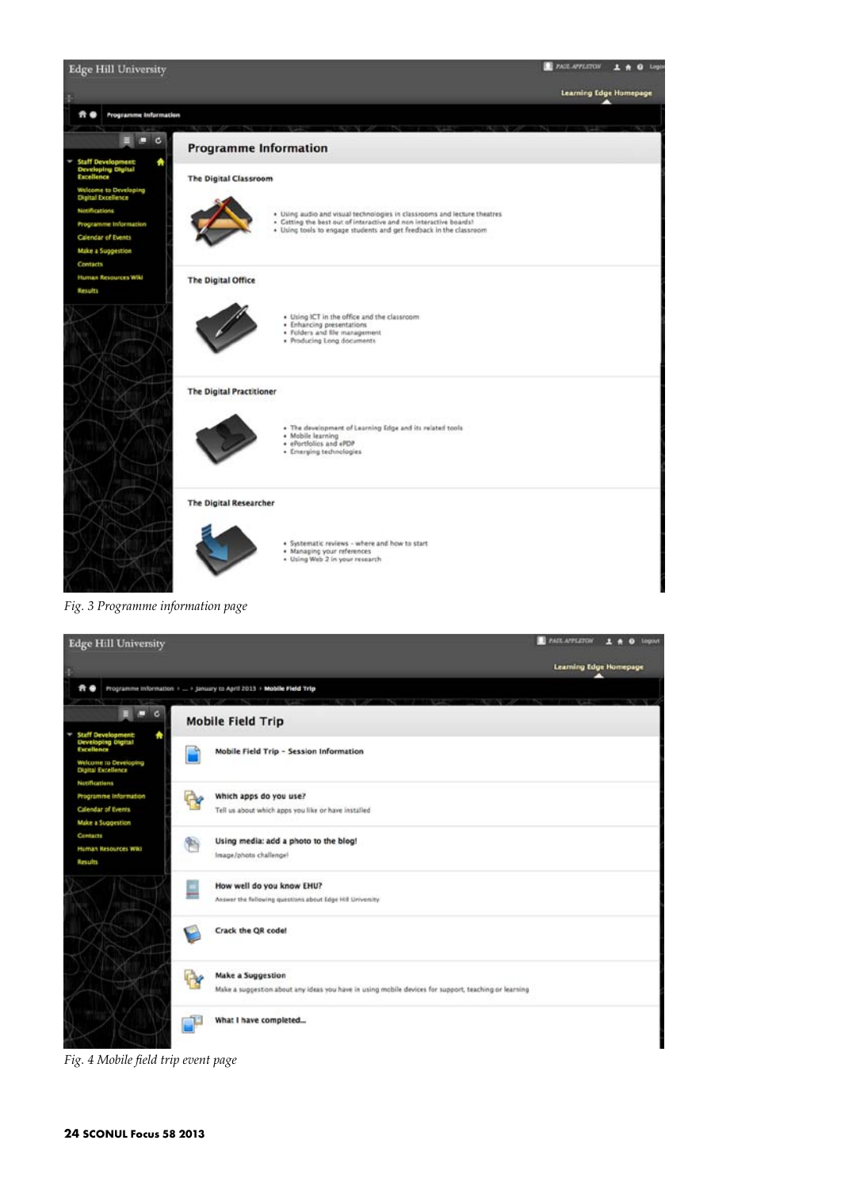Fig. 3 Programme information page

Fig. 4 Mobile field trip event page